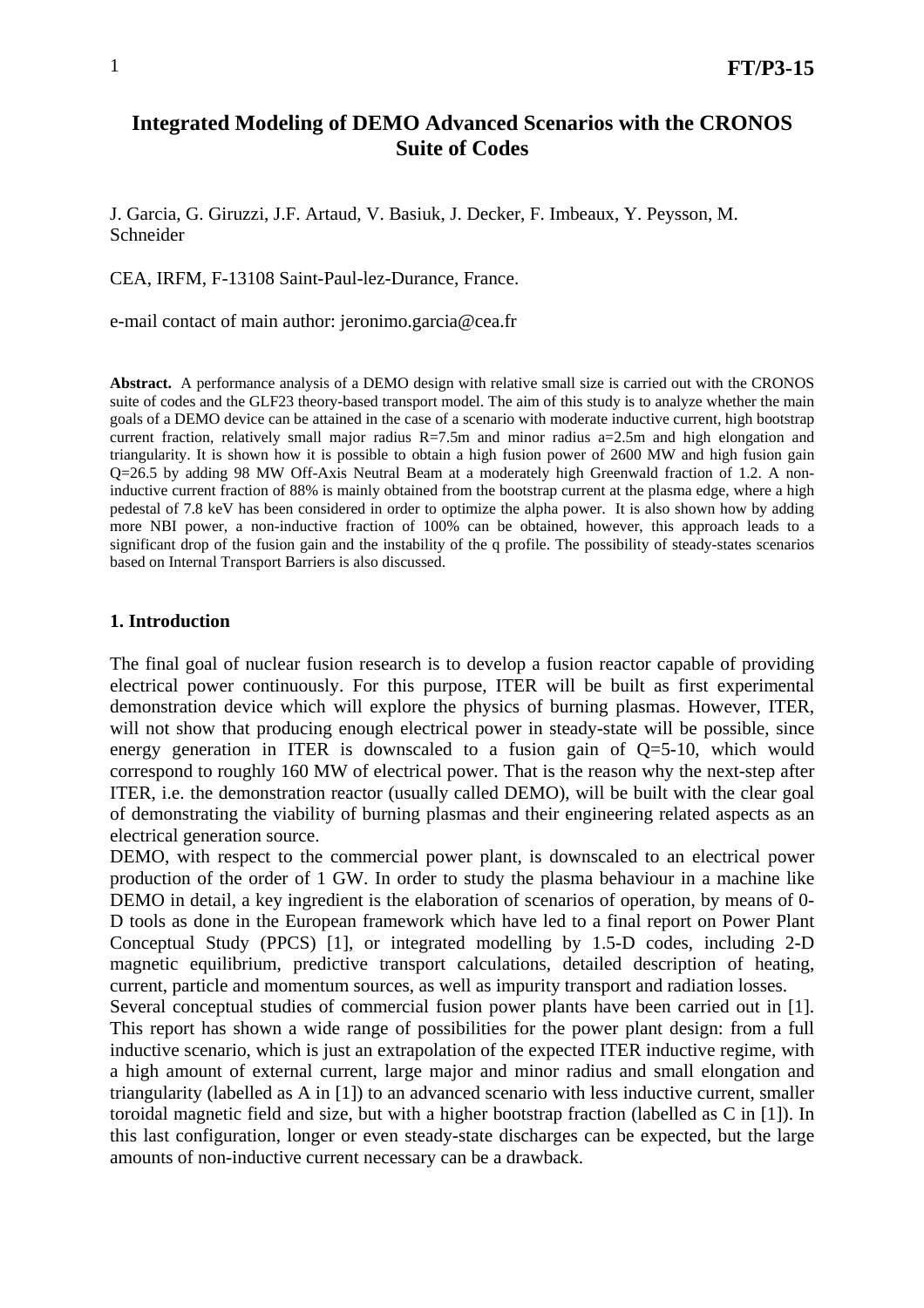# Integrated Modeling of DEMO Advanced Scenarios with the CRONOS Suite of Codes

J. Garcia, G. Giruzzi, J.F. Artaud, V. Basiuk, J. Decker, F. Imbeaux, Y. Peysson, M. Schneider

CEA, IRFM, F-13108 Saint-Paul-lez-Durance, France.

e-mail contact of main author: jeronimo.garcia@cea.fr

**Abstract.** A performance analysis of a DEMO design with relative small size is carried out with the CRONOS suite of codes and the GLF23 theory-based transport model. The aim of this study is to analyze whether the main goals of a DEMO device can be attained in the case of a scenario with moderate inductive current, high bootstrap current fraction, relatively small major radius R=7.5m and minor radius a=2.5m and high elongation and triangularity. It is shown how it is possible to obtain a high fusion power of 2600 MW and high fusion gain Q=26.5 by adding 98 MW Off-Axis Neutral Beam at a moderately high Greenwald fraction of 1.2. A non-inductive current fraction of 88% is mainly obtained from the bootstrap current at the plasma edge, where a high pedestal of 7.8 keV has been considered in order to optimize the alpha power. It is also shown how by adding more NBI power, a non-inductive fraction of 100% can be obtained, however, this approach leads to a significant drop of the fusion gain and the instability of the q profile. The possibility of steady-states scenarios based on Internal Transport Barriers is also discussed.

## 1. Introduction

The final goal of nuclear fusion research is to develop a fusion reactor capable of providing electrical power continuously. For this purpose, ITER will be built as first experimental demonstration device which will explore the physics of burning plasmas. However, ITER, will not show that producing enough electrical power in steady-state will be possible, since energy generation in ITER is downscaled to a fusion gain of Q=5-10, which would correspond to roughly 160 MW of electrical power. That is the reason why the next-step after ITER, i.e. the demonstration reactor (usually called DEMO), will be built with the clear goal of demonstrating the viability of burning plasmas and their engineering related aspects as an electrical generation source.

DEMO, with respect to the commercial power plant, is downscaled to an electrical power production of the order of 1 GW. In order to study the plasma behaviour in a machine like DEMO in detail, a key ingredient is the elaboration of scenarios of operation, by means of 0-D tools as done in the European framework which have led to a final report on Power Plant Conceptual Study (PPCS) [1], or integrated modelling by 1.5-D codes, including 2-D magnetic equilibrium, predictive transport calculations, detailed description of heating, current, particle and momentum sources, as well as impurity transport and radiation losses.

Several conceptual studies of commercial fusion power plants have been carried out in [1]. This report has shown a wide range of possibilities for the power plant design: from a full inductive scenario, which is just an extrapolation of the expected ITER inductive regime, with a high amount of external current, large major and minor radius and small elongation and triangularity (labelled as A in [1]) to an advanced scenario with less inductive current, smaller toroidal magnetic field and size, but with a higher bootstrap fraction (labelled as C in [1]). In this last configuration, longer or even steady-state discharges can be expected, but the large amounts of non-inductive current necessary can be a drawback.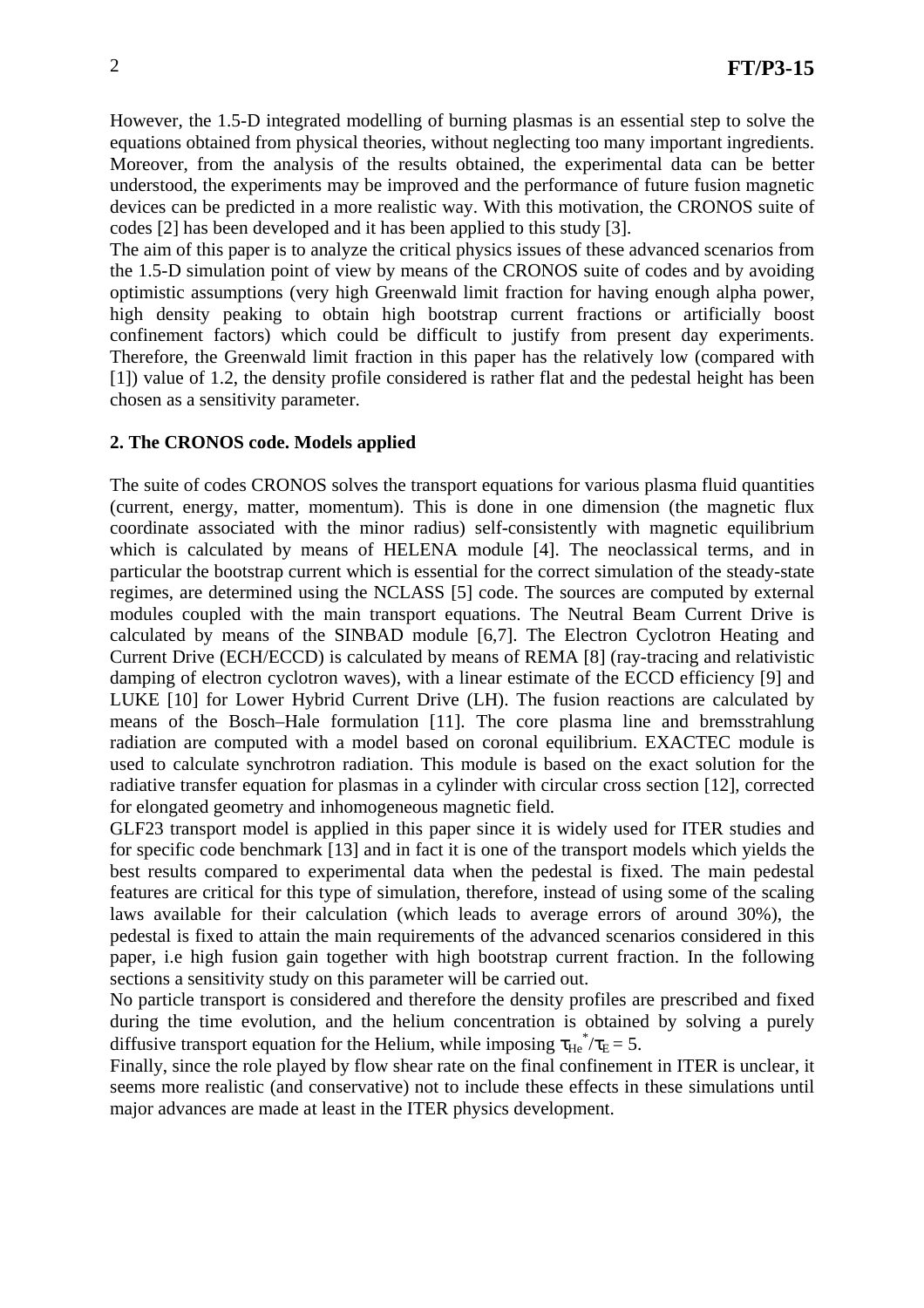However, the 1.5-D integrated modelling of burning plasmas is an essential step to solve the equations obtained from physical theories, without neglecting too many important ingredients. Moreover, from the analysis of the results obtained, the experimental data can be better understood, the experiments may be improved and the performance of future fusion magnetic devices can be predicted in a more realistic way. With this motivation, the CRONOS suite of codes [2] has been developed and it has been applied to this study [3].

The aim of this paper is to analyze the critical physics issues of these advanced scenarios from the 1.5-D simulation point of view by means of the CRONOS suite of codes and by avoiding optimistic assumptions (very high Greenwald limit fraction for having enough alpha power, high density peaking to obtain high bootstrap current fractions or artificially boost confinement factors) which could be difficult to justify from present day experiments. Therefore, the Greenwald limit fraction in this paper has the relatively low (compared with [1]) value of 1.2, the density profile considered is rather flat and the pedestal height has been chosen as a sensitivity parameter.

## 2. The CRONOS code. Models applied

The suite of codes CRONOS solves the transport equations for various plasma fluid quantities (current, energy, matter, momentum). This is done in one dimension (the magnetic flux coordinate associated with the minor radius) self-consistently with magnetic equilibrium which is calculated by means of HELENA module [4]. The neoclassical terms, and in particular the bootstrap current which is essential for the correct simulation of the steady-state regimes, are determined using the NCLASS [5] code. The sources are computed by external modules coupled with the main transport equations. The Neutral Beam Current Drive is calculated by means of the SINBAD module [6,7]. The Electron Cyclotron Heating and Current Drive (ECH/ECCD) is calculated by means of REMA [8] (ray-tracing and relativistic damping of electron cyclotron waves), with a linear estimate of the ECCD efficiency [9] and LUKE [10] for Lower Hybrid Current Drive (LH). The fusion reactions are calculated by means of the Bosch–Hale formulation [11]. The core plasma line and bremsstrahlung radiation are computed with a model based on coronal equilibrium. EXACTEC module is used to calculate synchrotron radiation. This module is based on the exact solution for the radiative transfer equation for plasmas in a cylinder with circular cross section [12], corrected for elongated geometry and inhomogeneous magnetic field.

GLF23 transport model is applied in this paper since it is widely used for ITER studies and for specific code benchmark [13] and in fact it is one of the transport models which yields the best results compared to experimental data when the pedestal is fixed. The main pedestal features are critical for this type of simulation, therefore, instead of using some of the scaling laws available for their calculation (which leads to average errors of around 30%), the pedestal is fixed to attain the main requirements of the advanced scenarios considered in this paper, i.e high fusion gain together with high bootstrap current fraction. In the following sections a sensitivity study on this parameter will be carried out.

No particle transport is considered and therefore the density profiles are prescribed and fixed during the time evolution, and the helium concentration is obtained by solving a purely diffusive transport equation for the Helium, while imposing $\tau_{He}^{*}/\tau_{E} = 5$.

Finally, since the role played by flow shear rate on the final confinement in ITER is unclear, it seems more realistic (and conservative) not to include these effects in these simulations until major advances are made at least in the ITER physics development.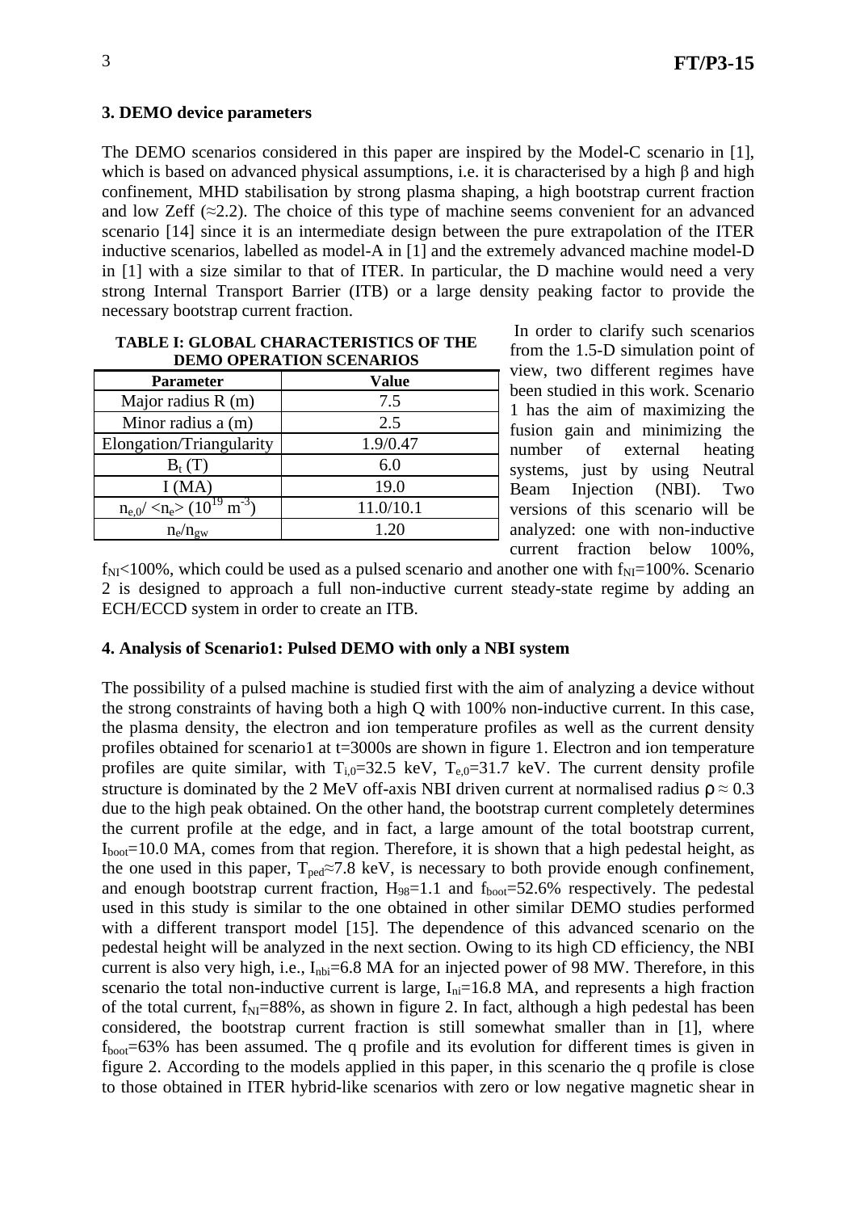## 3. DEMO device parameters

The DEMO scenarios considered in this paper are inspired by the Model-C scenario in [1], which is based on advanced physical assumptions, i.e. it is characterised by a high β and high confinement, MHD stabilisation by strong plasma shaping, a high bootstrap current fraction and low Zeff (≈2.2). The choice of this type of machine seems convenient for an advanced scenario [14] since it is an intermediate design between the pure extrapolation of the ITER inductive scenarios, labelled as model-A in [1] and the extremely advanced machine model-D in [1] with a size similar to that of ITER. In particular, the D machine would need a very strong Internal Transport Barrier (ITB) or a large density peaking factor to provide the necessary bootstrap current fraction.

**TABLE I: GLOBAL CHARACTERISTICS OF THE DEMO OPERATION SCENARIOS**

| Parameter | Value |
|---|---|
| Major radius R (m) | 7.5 |
| Minor radius a (m) | 2.5 |
| Elongation/Triangularity | 1.9/0.47 |
| $B_t$ (T) | 6.0 |
| I (MA) | 19.0 |
| $n_{e,0}$/ $\langle n_e \rangle$ ($10^{19}$ $m^{-3}$) | 11.0/10.1 |
| $n_e/n_{gw}$ | 1.20 |

In order to clarify such scenarios from the 1.5-D simulation point of view, two different regimes have been studied in this work. Scenario 1 has the aim of maximizing the fusion gain and minimizing the number of external heating systems, just by using Neutral Beam Injection (NBI). Two versions of this scenario will be analyzed: one with non-inductive current fraction below 100%, $f_{NI}$<100%, which could be used as a pulsed scenario and another one with $f_{NI}$=100%. Scenario 2 is designed to approach a full non-inductive current steady-state regime by adding an ECH/ECCD system in order to create an ITB.

## 4. Analysis of Scenario1: Pulsed DEMO with only a NBI system

The possibility of a pulsed machine is studied first with the aim of analyzing a device without the strong constraints of having both a high Q with 100% non-inductive current. In this case, the plasma density, the electron and ion temperature profiles as well as the current density profiles obtained for scenario1 at t=3000s are shown in figure 1. Electron and ion temperature profiles are quite similar, with $T_{i,0}$=32.5 keV, $T_{e,0}$=31.7 keV. The current density profile structure is dominated by the 2 MeV off-axis NBI driven current at normalised radius $\rho \approx 0.3$ due to the high peak obtained. On the other hand, the bootstrap current completely determines the current profile at the edge, and in fact, a large amount of the total bootstrap current, $I_{boot}$=10.0 MA, comes from that region. Therefore, it is shown that a high pedestal height, as the one used in this paper, $T_{ped}$≈7.8 keV, is necessary to both provide enough confinement, and enough bootstrap current fraction, $H_{98}$=1.1 and $f_{boot}$=52.6% respectively. The pedestal used in this study is similar to the one obtained in other similar DEMO studies performed with a different transport model [15]. The dependence of this advanced scenario on the pedestal height will be analyzed in the next section. Owing to its high CD efficiency, the NBI current is also very high, i.e., $I_{nbi}$=6.8 MA for an injected power of 98 MW. Therefore, in this scenario the total non-inductive current is large, $I_{ni}$=16.8 MA, and represents a high fraction of the total current, $f_{NI}$=88%, as shown in figure 2. In fact, although a high pedestal has been considered, the bootstrap current fraction is still somewhat smaller than in [1], where $f_{boot}$=63% has been assumed. The q profile and its evolution for different times is given in figure 2. According to the models applied in this paper, in this scenario the q profile is close to those obtained in ITER hybrid-like scenarios with zero or low negative magnetic shear in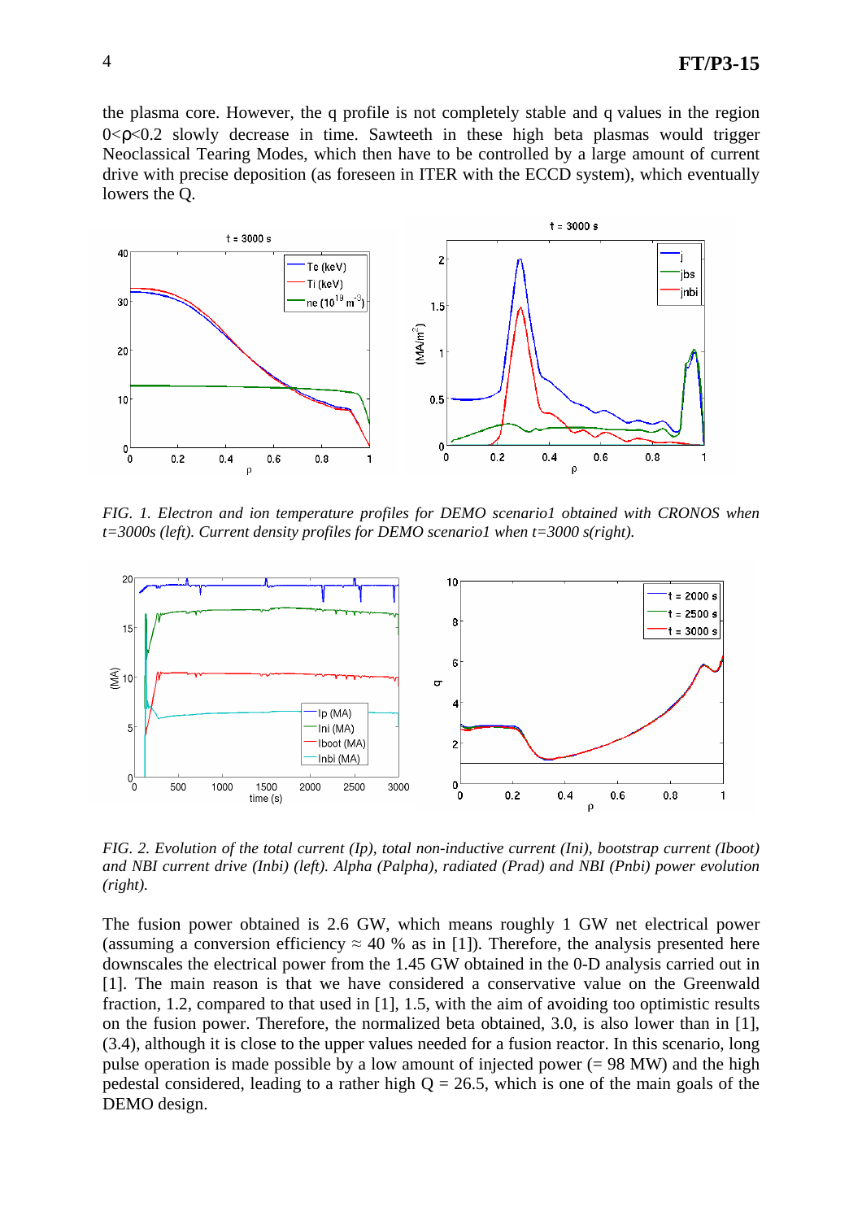the plasma core. However, the q profile is not completely stable and q values in the region $0<\rho<0.2$ slowly decrease in time. Sawteeth in these high beta plasmas would trigger Neoclassical Tearing Modes, which then have to be controlled by a large amount of current drive with precise deposition (as foreseen in ITER with the ECCD system), which eventually lowers the Q.

*FIG. 1. Electron and ion temperature profiles for DEMO scenario1 obtained with CRONOS when t=3000s (left). Current density profiles for DEMO scenario1 when t=3000 s(right).*

*FIG. 2. Evolution of the total current (Ip), total non-inductive current (Ini), bootstrap current (Iboot) and NBI current drive (Inbi) (left). Alpha (Palpha), radiated (Prad) and NBI (Pnbi) power evolution (right).*

The fusion power obtained is 2.6 GW, which means roughly 1 GW net electrical power (assuming a conversion efficiency ≈ 40 % as in [1]). Therefore, the analysis presented here downscales the electrical power from the 1.45 GW obtained in the 0-D analysis carried out in [1]. The main reason is that we have considered a conservative value on the Greenwald fraction, 1.2, compared to that used in [1], 1.5, with the aim of avoiding too optimistic results on the fusion power. Therefore, the normalized beta obtained, 3.0, is also lower than in [1], (3.4), although it is close to the upper values needed for a fusion reactor. In this scenario, long pulse operation is made possible by a low amount of injected power (= 98 MW) and the high pedestal considered, leading to a rather high Q = 26.5, which is one of the main goals of the DEMO design.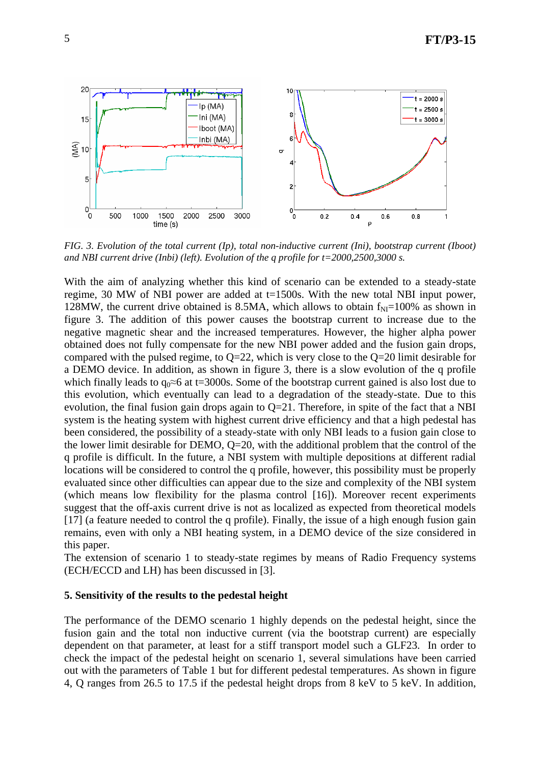*FIG. 3. Evolution of the total current (Ip), total non-inductive current (Ini), bootstrap current (Iboot) and NBI current drive (Inbi) (left). Evolution of the q profile for t=2000,2500,3000 s.*

With the aim of analyzing whether this kind of scenario can be extended to a steady-state regime, 30 MW of NBI power are added at t=1500s. With the new total NBI input power, 128MW, the current drive obtained is 8.5MA, which allows to obtain $f_{NI}$=100% as shown in figure 3. The addition of this power causes the bootstrap current to increase due to the negative magnetic shear and the increased temperatures. However, the higher alpha power obtained does not fully compensate for the new NBI power added and the fusion gain drops, compared with the pulsed regime, to Q=22, which is very close to the Q=20 limit desirable for a DEMO device. In addition, as shown in figure 3, there is a slow evolution of the q profile which finally leads to $q_0 \approx 6$ at t=3000s. Some of the bootstrap current gained is also lost due to this evolution, which eventually can lead to a degradation of the steady-state. Due to this evolution, the final fusion gain drops again to Q=21. Therefore, in spite of the fact that a NBI system is the heating system with highest current drive efficiency and that a high pedestal has been considered, the possibility of a steady-state with only NBI leads to a fusion gain close to the lower limit desirable for DEMO, Q=20, with the additional problem that the control of the q profile is difficult. In the future, a NBI system with multiple depositions at different radial locations will be considered to control the q profile, however, this possibility must be properly evaluated since other difficulties can appear due to the size and complexity of the NBI system (which means low flexibility for the plasma control [16]). Moreover recent experiments suggest that the off-axis current drive is not as localized as expected from theoretical models [17] (a feature needed to control the q profile). Finally, the issue of a high enough fusion gain remains, even with only a NBI heating system, in a DEMO device of the size considered in this paper.

The extension of scenario 1 to steady-state regimes by means of Radio Frequency systems (ECH/ECCD and LH) has been discussed in [3].

## 5. Sensitivity of the results to the pedestal height

The performance of the DEMO scenario 1 highly depends on the pedestal height, since the fusion gain and the total non inductive current (via the bootstrap current) are especially dependent on that parameter, at least for a stiff transport model such a GLF23. In order to check the impact of the pedestal height on scenario 1, several simulations have been carried out with the parameters of Table 1 but for different pedestal temperatures. As shown in figure 4, Q ranges from 26.5 to 17.5 if the pedestal height drops from 8 keV to 5 keV. In addition,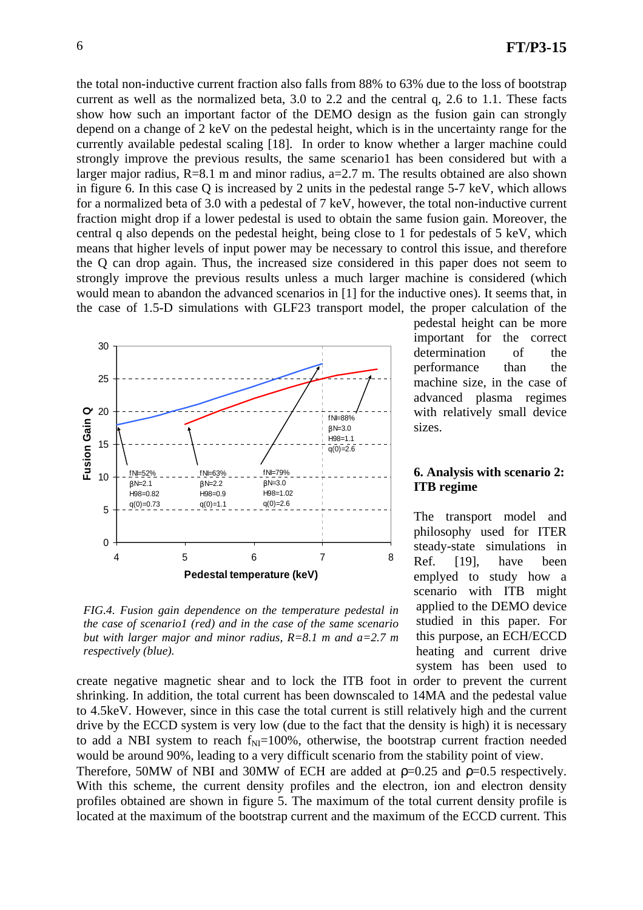the total non-inductive current fraction also falls from 88% to 63% due to the loss of bootstrap current as well as the normalized beta, 3.0 to 2.2 and the central q, 2.6 to 1.1. These facts show how such an important factor of the DEMO design as the fusion gain can strongly depend on a change of 2 keV on the pedestal height, which is in the uncertainty range for the currently available pedestal scaling [18]. In order to know whether a larger machine could strongly improve the previous results, the same scenario1 has been considered but with a larger major radius, R=8.1 m and minor radius, a=2.7 m. The results obtained are also shown in figure 6. In this case Q is increased by 2 units in the pedestal range 5-7 keV, which allows for a normalized beta of 3.0 with a pedestal of 7 keV, however, the total non-inductive current fraction might drop if a lower pedestal is used to obtain the same fusion gain. Moreover, the central q also depends on the pedestal height, being close to 1 for pedestals of 5 keV, which means that higher levels of input power may be necessary to control this issue, and therefore the Q can drop again. Thus, the increased size considered in this paper does not seem to strongly improve the previous results unless a much larger machine is considered (which would mean to abandon the advanced scenarios in [1] for the inductive ones). It seems that, in the case of 1.5-D simulations with GLF23 transport model, the proper calculation of the pedestal height can be more important for the correct determination of the performance than the machine size, in the case of advanced plasma regimes with relatively small device sizes.

*FIG.4. Fusion gain dependence on the temperature pedestal in the case of scenario1 (red) and in the case of the same scenario but with larger major and minor radius, R=8.1 m and a=2.7 m respectively (blue).*

## 6. Analysis with scenario 2: ITB regime

The transport model and philosophy used for ITER steady-state simulations in Ref. [19], have been emplyed to study how a scenario with ITB might applied to the DEMO device studied in this paper. For this purpose, an ECH/ECCD heating and current drive system has been used to create negative magnetic shear and to lock the ITB foot in order to prevent the current shrinking. In addition, the total current has been downscaled to 14MA and the pedestal value to 4.5keV. However, since in this case the total current is still relatively high and the current drive by the ECCD system is very low (due to the fact that the density is high) it is necessary to add a NBI system to reach $f_{NI}$=100%, otherwise, the bootstrap current fraction needed would be around 90%, leading to a very difficult scenario from the stability point of view.

Therefore, 50MW of NBI and 30MW of ECH are added at $\rho$=0.25 and $\rho$=0.5 respectively. With this scheme, the current density profiles and the electron, ion and electron density profiles obtained are shown in figure 5. The maximum of the total current density profile is located at the maximum of the bootstrap current and the maximum of the ECCD current. This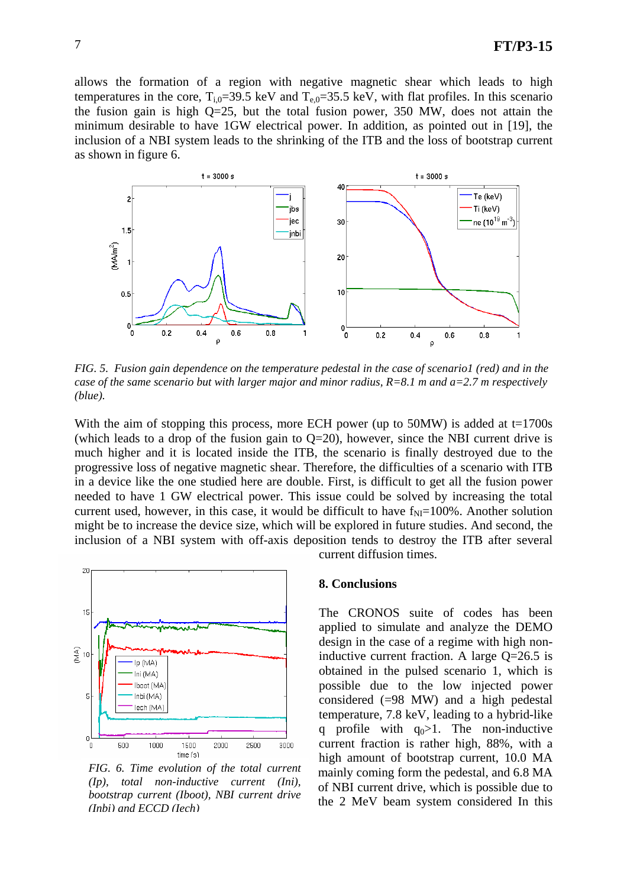allows the formation of a region with negative magnetic shear which leads to high temperatures in the core, $T_{i,0}$=39.5 keV and $T_{e,0}$=35.5 keV, with flat profiles. In this scenario the fusion gain is high Q=25, but the total fusion power, 350 MW, does not attain the minimum desirable to have 1GW electrical power. In addition, as pointed out in [19], the inclusion of a NBI system leads to the shrinking of the ITB and the loss of bootstrap current as shown in figure 6.

*FIG. 5. Fusion gain dependence on the temperature pedestal in the case of scenario1 (red) and in the case of the same scenario but with larger major and minor radius, R=8.1 m and a=2.7 m respectively (blue).*

With the aim of stopping this process, more ECH power (up to 50MW) is added at t=1700s (which leads to a drop of the fusion gain to Q=20), however, since the NBI current drive is much higher and it is located inside the ITB, the scenario is finally destroyed due to the progressive loss of negative magnetic shear. Therefore, the difficulties of a scenario with ITB in a device like the one studied here are double. First, is difficult to get all the fusion power needed to have 1 GW electrical power. This issue could be solved by increasing the total current used, however, in this case, it would be difficult to have $f_{NI}$=100%. Another solution might be to increase the device size, which will be explored in future studies. And second, the inclusion of a NBI system with off-axis deposition tends to destroy the ITB after several current diffusion times.

*FIG. 6. Time evolution of the total current (Ip), total non-inductive current (Ini), bootstrap current (Iboot), NBI current drive (Inbi) and ECCD (Iech)*

## 8. Conclusions

The CRONOS suite of codes has been applied to simulate and analyze the DEMO design in the case of a regime with high non-inductive current fraction. A large Q=26.5 is obtained in the pulsed scenario 1, which is possible due to the low injected power considered (=98 MW) and a high pedestal temperature, 7.8 keV, leading to a hybrid-like q profile with $q_0$>1. The non-inductive current fraction is rather high, 88%, with a high amount of bootstrap current, 10.0 MA mainly coming form the pedestal, and 6.8 MA of NBI current drive, which is possible due to the 2 MeV beam system considered In this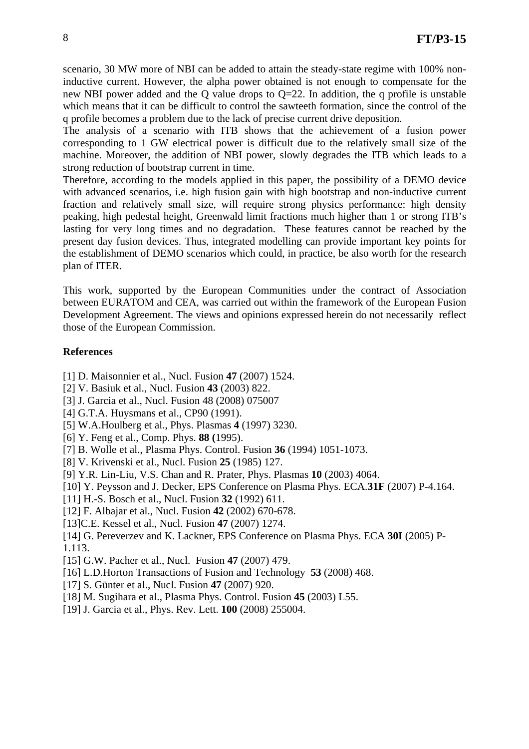scenario, 30 MW more of NBI can be added to attain the steady-state regime with 100% non-inductive current. However, the alpha power obtained is not enough to compensate for the new NBI power added and the Q value drops to Q=22. In addition, the q profile is unstable which means that it can be difficult to control the sawteeth formation, since the control of the q profile becomes a problem due to the lack of precise current drive deposition.

The analysis of a scenario with ITB shows that the achievement of a fusion power corresponding to 1 GW electrical power is difficult due to the relatively small size of the machine. Moreover, the addition of NBI power, slowly degrades the ITB which leads to a strong reduction of bootstrap current in time.

Therefore, according to the models applied in this paper, the possibility of a DEMO device with advanced scenarios, i.e. high fusion gain with high bootstrap and non-inductive current fraction and relatively small size, will require strong physics performance: high density peaking, high pedestal height, Greenwald limit fractions much higher than 1 or strong ITB's lasting for very long times and no degradation. These features cannot be reached by the present day fusion devices. Thus, integrated modelling can provide important key points for the establishment of DEMO scenarios which could, in practice, be also worth for the research plan of ITER.

This work, supported by the European Communities under the contract of Association between EURATOM and CEA, was carried out within the framework of the European Fusion Development Agreement. The views and opinions expressed herein do not necessarily reflect those of the European Commission.

**References**

[1] D. Maisonnier et al., Nucl. Fusion **47** (2007) 1524.
[2] V. Basiuk et al., Nucl. Fusion **43** (2003) 822.
[3] J. Garcia et al., Nucl. Fusion 48 (2008) 075007
[4] G.T.A. Huysmans et al., CP90 (1991).
[5] W.A.Houlberg et al., Phys. Plasmas **4** (1997) 3230.
[6] Y. Feng et al., Comp. Phys. **88 (**1995).
[7] B. Wolle et al., Plasma Phys. Control. Fusion **36** (1994) 1051-1073.
[8] V. Krivenski et al., Nucl. Fusion **25** (1985) 127.
[9] Y.R. Lin-Liu, V.S. Chan and R. Prater, Phys. Plasmas **10** (2003) 4064.
[10] Y. Peysson and J. Decker, EPS Conference on Plasma Phys. ECA.**31F** (2007) P-4.164.
[11] H.-S. Bosch et al., Nucl. Fusion **32** (1992) 611.
[12] F. Albajar et al., Nucl. Fusion **42** (2002) 670-678.
[13]C.E. Kessel et al., Nucl. Fusion **47** (2007) 1274.
[14] G. Pereverzev and K. Lackner, EPS Conference on Plasma Phys. ECA **30I** (2005) P-1.113.
[15] G.W. Pacher et al., Nucl. Fusion **47** (2007) 479.
[16] L.D.Horton Transactions of Fusion and Technology **53** (2008) 468.
[17] S. Günter et al., Nucl. Fusion **47** (2007) 920.
[18] M. Sugihara et al., Plasma Phys. Control. Fusion **45** (2003) L55.
[19] J. Garcia et al., Phys. Rev. Lett. **100** (2008) 255004.